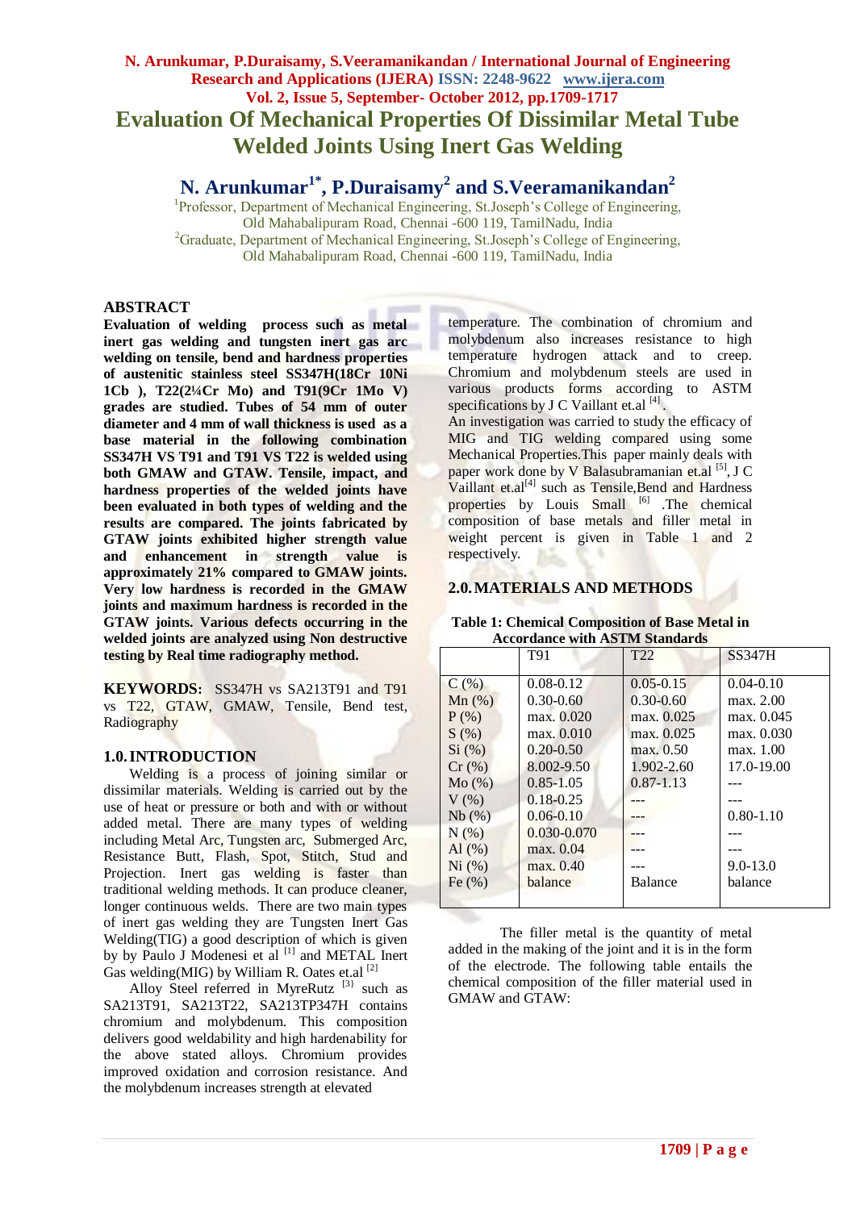# Evaluation Of Mechanical Properties Of Dissimilar Metal Tube Welded Joints Using Inert Gas Welding

**N. Arunkumar[1*], P.Duraisamy[2] and S.Veeramanikandan[2]**

[1]Professor, Department of Mechanical Engineering, St.Joseph's College of Engineering, Old Mahabalipuram Road, Chennai -600 119, TamilNadu, India
[2]Graduate, Department of Mechanical Engineering, St.Joseph's College of Engineering, Old Mahabalipuram Road, Chennai -600 119, TamilNadu, India

## ABSTRACT

**Evaluation of welding process such as metal inert gas welding and tungsten inert gas arc welding on tensile, bend and hardness properties of austenitic stainless steel SS347H(18Cr 10Ni 1Cb ), T22(2¼Cr Mo) and T91(9Cr 1Mo V) grades are studied. Tubes of 54 mm of outer diameter and 4 mm of wall thickness is used as a base material in the following combination SS347H VS T91 and T91 VS T22 is welded using both GMAW and GTAW. Tensile, impact, and hardness properties of the welded joints have been evaluated in both types of welding and the results are compared. The joints fabricated by GTAW joints exhibited higher strength value and enhancement in strength value is approximately 21% compared to GMAW joints. Very low hardness is recorded in the GMAW joints and maximum hardness is recorded in the GTAW joints. Various defects occurring in the welded joints are analyzed using Non destructive testing by Real time radiography method.**

**KEYWORDS:** SS347H vs SA213T91 and T91 vs T22, GTAW, GMAW, Tensile, Bend test, Radiography

## 1.0. INTRODUCTION

Welding is a process of joining similar or dissimilar materials. Welding is carried out by the use of heat or pressure or both and with or without added metal. There are many types of welding including Metal Arc, Tungsten arc, Submerged Arc, Resistance Butt, Flash, Spot, Stitch, Stud and Projection. Inert gas welding is faster than traditional welding methods. It can produce cleaner, longer continuous welds. There are two main types of inert gas welding they are Tungsten Inert Gas Welding(TIG) a good description of which is given by by Paulo J Modenesi et al [1] and METAL Inert Gas welding(MIG) by William R. Oates et.al [2]

Alloy Steel referred in MyreRutz [3] such as SA213T91, SA213T22, SA213TP347H contains chromium and molybdenum. This composition delivers good weldability and high hardenability for the above stated alloys. Chromium provides improved oxidation and corrosion resistance. And the molybdenum increases strength at elevated temperature. The combination of chromium and molybdenum also increases resistance to high temperature hydrogen attack and to creep. Chromium and molybdenum steels are used in various products forms according to ASTM specifications by J C Vaillant et.al [4].

An investigation was carried to study the efficacy of MIG and TIG welding compared using some Mechanical Properties.This paper mainly deals with paper work done by V Balasubramanian et.al [5], J C Vaillant et.al[4] such as Tensile,Bend and Hardness properties by Louis Small [6] .The chemical composition of base metals and filler metal in weight percent is given in Table 1 and 2 respectively.

## 2.0. MATERIALS AND METHODS

**Table 1: Chemical Composition of Base Metal in Accordance with ASTM Standards**

| | T91 | T22 | SS347H |
|---|---|---|---|
| C (%) | 0.08-0.12 | 0.05-0.15 | 0.04-0.10 |
| Mn (%) | 0.30-0.60 | 0.30-0.60 | max. 2.00 |
| P (%) | max. 0.020 | max. 0.025 | max. 0.045 |
| S (%) | max. 0.010 | max. 0.025 | max. 0.030 |
| Si (%) | 0.20-0.50 | max. 0.50 | max. 1.00 |
| Cr (%) | 8.002-9.50 | 1.902-2.60 | 17.0-19.00 |
| Mo (%) | 0.85-1.05 | 0.87-1.13 | --- |
| V (%) | 0.18-0.25 | --- | --- |
| Nb (%) | 0.06-0.10 | --- | 0.80-1.10 |
| N (%) | 0.030-0.070 | --- | --- |
| Al (%) | max. 0.04 | --- | --- |
| Ni (%) | max. 0.40 | --- | 9.0-13.0 |
| Fe (%) | balance | Balance | balance |

The filler metal is the quantity of metal added in the making of the joint and it is in the form of the electrode. The following table entails the chemical composition of the filler material used in GMAW and GTAW: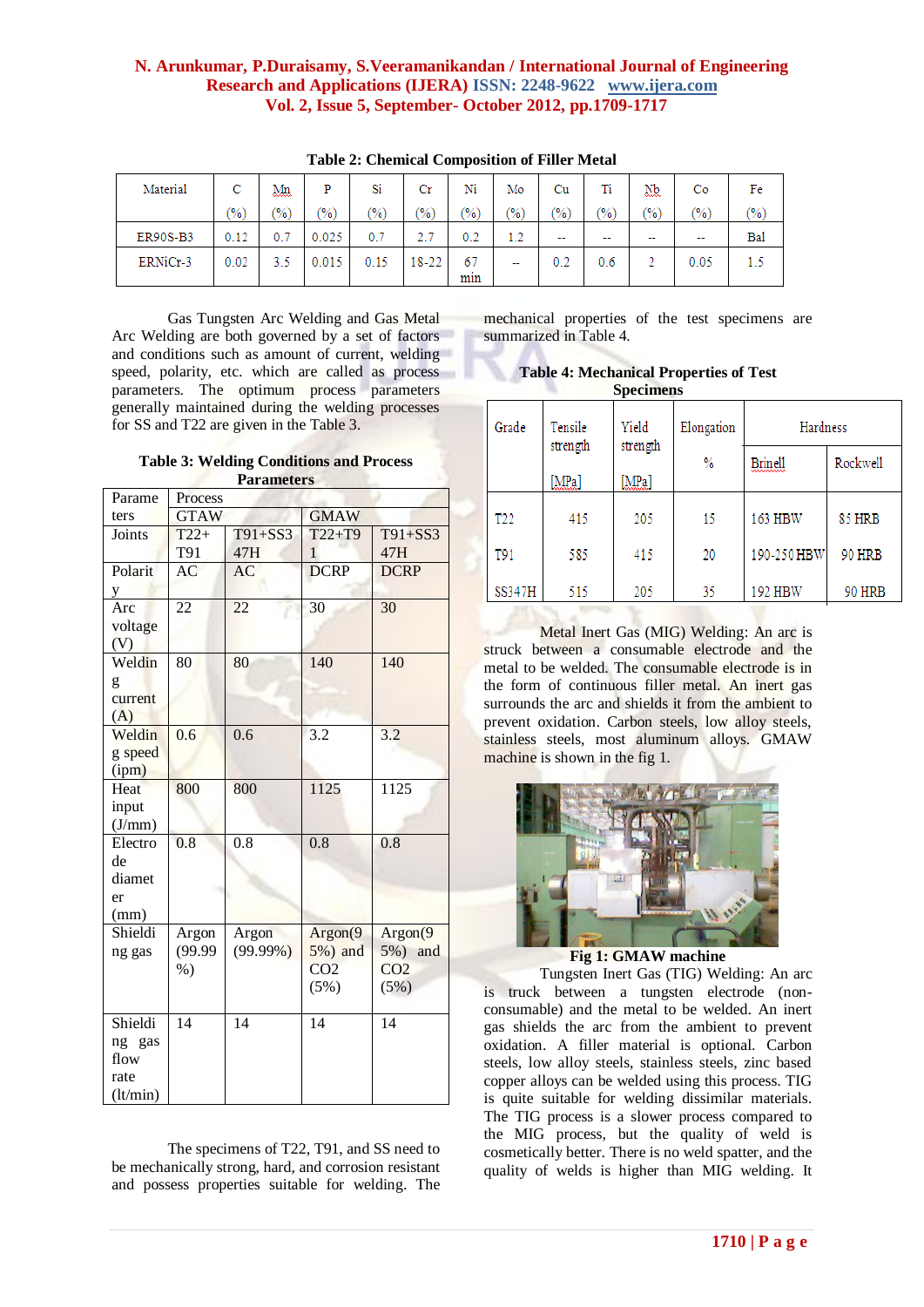**Table 2: Chemical Composition of Filler Metal**

| Material | C (%) | Mn (%) | P (%) | Si (%) | Cr (%) | Ni (%) | Mo (%) | Cu (%) | Ti (%) | Nb (%) | Co (%) | Fe (%) |
|---|---|---|---|---|---|---|---|---|---|---|---|---|
| ER90S-B3 | 0.12 | 0.7 | 0.025 | 0.7 | 2.7 | 0.2 | 1.2 | -- | -- | -- | -- | Bal |
| ERNiCr-3 | 0.02 | 3.5 | 0.015 | 0.15 | 18-22 | 67 min | -- | 0.2 | 0.6 | 2 | 0.05 | 1.5 |

Gas Tungsten Arc Welding and Gas Metal Arc Welding are both governed by a set of factors and conditions such as amount of current, welding speed, polarity, etc. which are called as process parameters. The optimum process parameters generally maintained during the welding processes for SS and T22 are given in the Table 3.

**Table 3: Welding Conditions and Process Parameters**

| Parameters | Process | | | |
|---|---|---|---|---|
| | GTAW | | GMAW | |
| Joints | T22+T91 | T91+SS347H | T22+T91 | T91+SS347H |
| Polarity | AC | AC | DCRP | DCRP |
| Arc voltage (V) | 22 | 22 | 30 | 30 |
| Welding current (A) | 80 | 80 | 140 | 140 |
| Welding speed (ipm) | 0.6 | 0.6 | 3.2 | 3.2 |
| Heat input (J/mm) | 800 | 800 | 1125 | 1125 |
| Electrode diameter (mm) | 0.8 | 0.8 | 0.8 | 0.8 |
| Shielding gas | Argon (99.99 %) | Argon (99.99%) | Argon(95%) and $CO_2$ (5%) | Argon(95%) and $CO_2$ (5%) |
| Shielding gas flow rate (lt/min) | 14 | 14 | 14 | 14 |

The specimens of T22, T91, and SS need to be mechanically strong, hard, and corrosion resistant and possess properties suitable for welding. The mechanical properties of the test specimens are summarized in Table 4.

**Table 4: Mechanical Properties of Test Specimens**

| Grade | Tensile strength [MPa] | Yield strength [MPa] | Elongation % | Hardness | |
|---|---|---|---|---|---|
| | | | | Brinell | Rockwell |
| T22 | 415 | 205 | 15 | 163 HBW | 85 HRB |
| T91 | 585 | 415 | 20 | 190-250 HBW | 90 HRB |
| SS347H | 515 | 205 | 35 | 192 HBW | 90 HRB |

Metal Inert Gas (MIG) Welding: An arc is struck between a consumable electrode and the metal to be welded. The consumable electrode is in the form of continuous filler metal. An inert gas surrounds the arc and shields it from the ambient to prevent oxidation. Carbon steels, low alloy steels, stainless steels, most aluminum alloys. GMAW machine is shown in the fig 1.

**Fig 1: GMAW machine**

Tungsten Inert Gas (TIG) Welding: An arc is truck between a tungsten electrode (non-consumable) and the metal to be welded. An inert gas shields the arc from the ambient to prevent oxidation. A filler material is optional. Carbon steels, low alloy steels, stainless steels, zinc based copper alloys can be welded using this process. TIG is quite suitable for welding dissimilar materials. The TIG process is a slower process compared to the MIG process, but the quality of weld is cosmetically better. There is no weld spatter, and the quality of welds is higher than MIG welding. It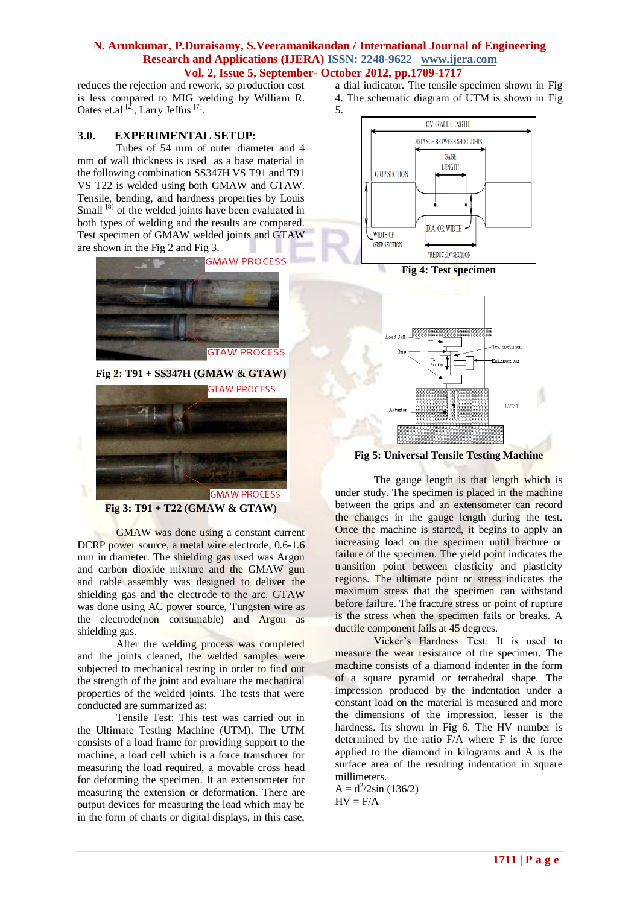reduces the rejection and rework, so production cost is less compared to MIG welding by William R. Oates et.al [2], Larry Jeffus [7].

## 3.0. EXPERIMENTAL SETUP:

Tubes of 54 mm of outer diameter and 4 mm of wall thickness is used as a base material in the following combination SS347H VS T91 and T91 VS T22 is welded using both GMAW and GTAW. Tensile, bending, and hardness properties by Louis Small [8] of the welded joints have been evaluated in both types of welding and the results are compared. Test specimen of GMAW welded joints and GTAW are shown in the Fig 2 and Fig 3.

**Fig 2: T91 + SS347H (GMAW & GTAW)**

**Fig 3: T91 + T22 (GMAW & GTAW)**

GMAW was done using a constant current DCRP power source, a metal wire electrode, 0.6-1.6 mm in diameter. The shielding gas used was Argon and carbon dioxide mixture and the GMAW gun and cable assembly was designed to deliver the shielding gas and the electrode to the arc. GTAW was done using AC power source, Tungsten wire as the electrode(non consumable) and Argon as shielding gas.

After the welding process was completed and the joints cleaned, the welded samples were subjected to mechanical testing in order to find out the strength of the joint and evaluate the mechanical properties of the welded joints. The tests that were conducted are summarized as:

Tensile Test: This test was carried out in the Ultimate Testing Machine (UTM). The UTM consists of a load frame for providing support to the machine, a load cell which is a force transducer for measuring the load required, a movable cross head for deforming the specimen. It an extensometer for measuring the extension or deformation. There are output devices for measuring the load which may be in the form of charts or digital displays, in this case, a dial indicator. The tensile specimen shown in Fig 4. The schematic diagram of UTM is shown in Fig 5.

**Fig 4: Test specimen**

**Fig 5: Universal Tensile Testing Machine**

The gauge length is that length which is under study. The specimen is placed in the machine between the grips and an extensometer can record the changes in the gauge length during the test. Once the machine is started, it begins to apply an increasing load on the specimen until fracture or failure of the specimen. The yield point indicates the transition point between elasticity and plasticity regions. The ultimate point or stress indicates the maximum stress that the specimen can withstand before failure. The fracture stress or point of rupture is the stress when the specimen fails or breaks. A ductile component fails at 45 degrees.

Vicker's Hardness Test: It is used to measure the wear resistance of the specimen. The machine consists of a diamond indenter in the form of a square pyramid or tetrahedral shape. The impression produced by the indentation under a constant load on the material is measured and more the dimensions of the impression, lesser is the hardness. Its shown in Fig 6. The HV number is determined by the ratio F/A where F is the force applied to the diamond in kilograms and A is the surface area of the resulting indentation in square millimeters.

$A = d^2/2\sin(136/2)$

$HV = F/A$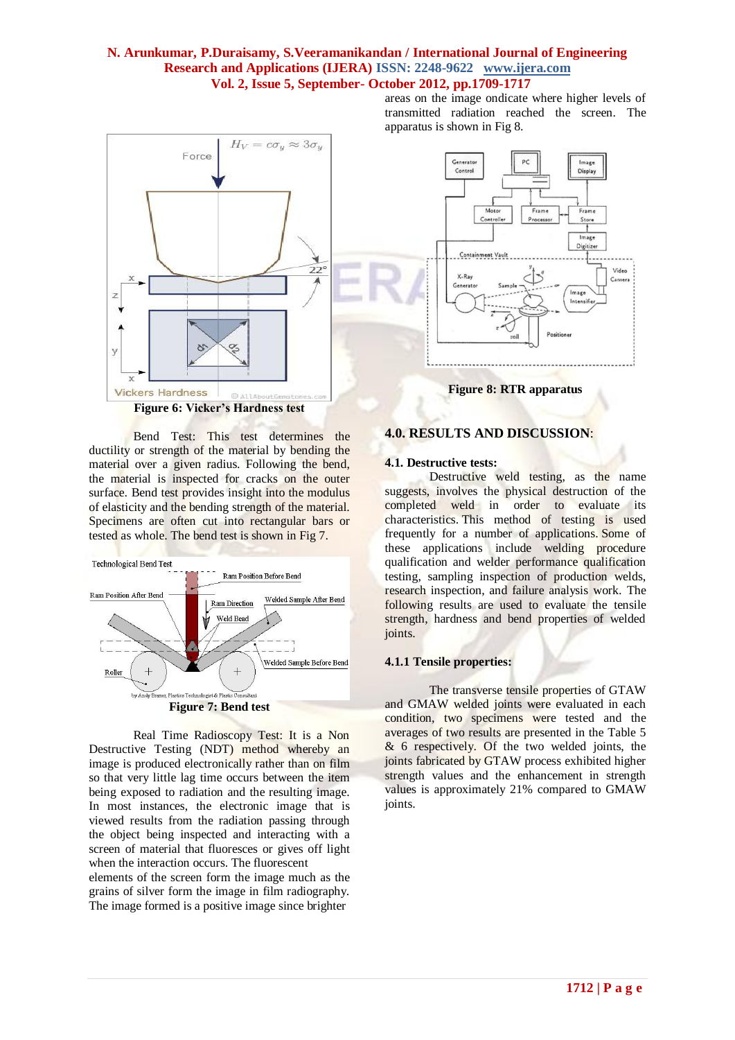Figure 6: Vicker's Hardness test

Bend Test: This test determines the ductility or strength of the material by bending the material over a given radius. Following the bend, the material is inspected for cracks on the outer surface. Bend test provides insight into the modulus of elasticity and the bending strength of the material. Specimens are often cut into rectangular bars or tested as whole. The bend test is shown in Fig 7.

Figure 7: Bend test

Real Time Radioscopy Test: It is a Non Destructive Testing (NDT) method whereby an image is produced electronically rather than on film so that very little lag time occurs between the item being exposed to radiation and the resulting image. In most instances, the electronic image that is viewed results from the radiation passing through the object being inspected and interacting with a screen of material that fluoresces or gives off light when the interaction occurs. The fluorescent elements of the screen form the image much as the grains of silver form the image in film radiography. The image formed is a positive image since brighter areas on the image ondicate where higher levels of transmitted radiation reached the screen. The apparatus is shown in Fig 8.

Figure 8: RTR apparatus

## 4.0. RESULTS AND DISCUSSION:

### 4.1. Destructive tests:

Destructive weld testing, as the name suggests, involves the physical destruction of the completed weld in order to evaluate its characteristics. This method of testing is used frequently for a number of applications. Some of these applications include welding procedure qualification and welder performance qualification testing, sampling inspection of production welds, research inspection, and failure analysis work. The following results are used to evaluate the tensile strength, hardness and bend properties of welded joints.

#### 4.1.1 Tensile properties:

The transverse tensile properties of GTAW and GMAW welded joints were evaluated in each condition, two specimens were tested and the averages of two results are presented in the Table 5 & 6 respectively. Of the two welded joints, the joints fabricated by GTAW process exhibited higher strength values and the enhancement in strength values is approximately 21% compared to GMAW joints.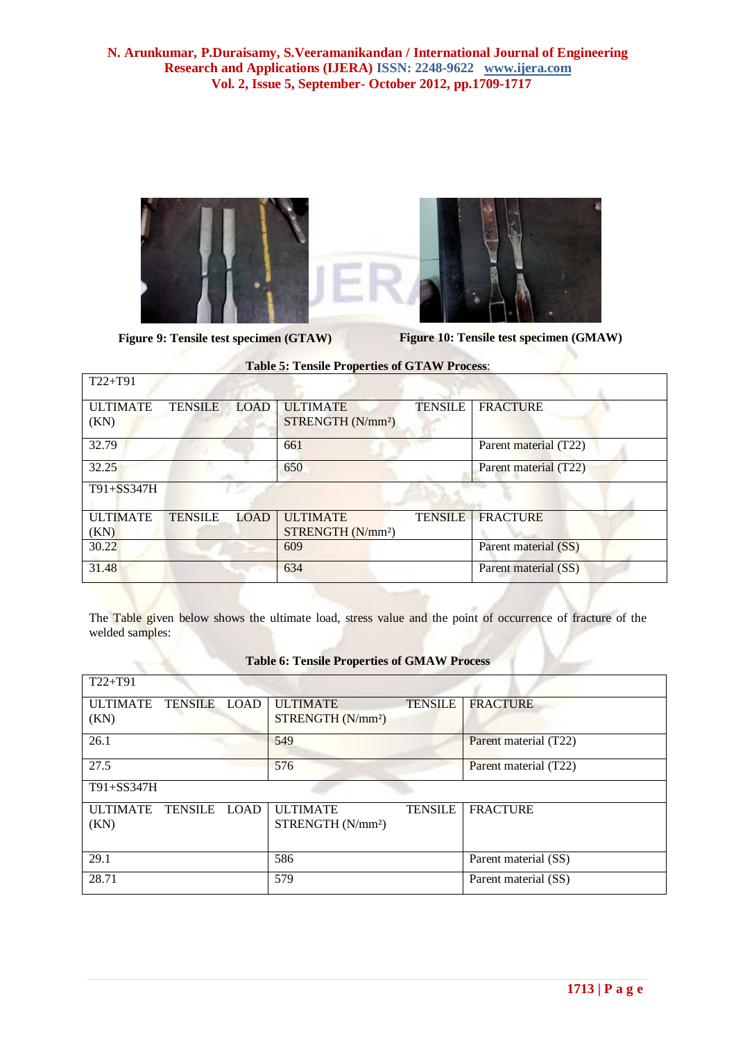Figure 9: Tensile test specimen (GTAW)

Figure 10: Tensile test specimen (GMAW)

**Table 5: Tensile Properties of GTAW Process**:

| T22+T91 | | |
|---|---|---|
| ULTIMATE TENSILE LOAD (KN) | ULTIMATE TENSILE STRENGTH (N/mm²) | FRACTURE |
| 32.79 | 661 | Parent material (T22) |
| 32.25 | 650 | Parent material (T22) |
| T91+SS347H | | |
| ULTIMATE TENSILE LOAD (KN) | ULTIMATE TENSILE STRENGTH (N/mm²) | FRACTURE |
| 30.22 | 609 | Parent material (SS) |
| 31.48 | 634 | Parent material (SS) |

The Table given below shows the ultimate load, stress value and the point of occurrence of fracture of the welded samples:

**Table 6: Tensile Properties of GMAW Process**

| T22+T91 | | |
|---|---|---|
| ULTIMATE TENSILE LOAD (KN) | ULTIMATE TENSILE STRENGTH (N/mm²) | FRACTURE |
| 26.1 | 549 | Parent material (T22) |
| 27.5 | 576 | Parent material (T22) |
| T91+SS347H | | |
| ULTIMATE TENSILE LOAD (KN) | ULTIMATE TENSILE STRENGTH (N/mm²) | FRACTURE |
| 29.1 | 586 | Parent material (SS) |
| 28.71 | 579 | Parent material (SS) |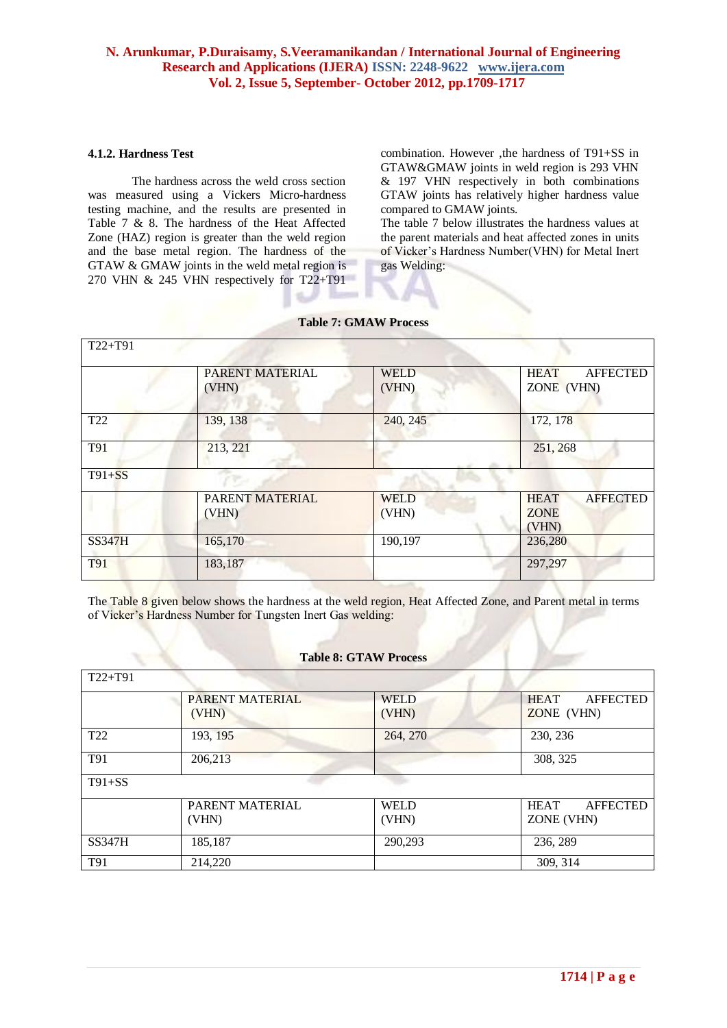### 4.1.2. Hardness Test

The hardness across the weld cross section was measured using a Vickers Micro-hardness testing machine, and the results are presented in Table 7 & 8. The hardness of the Heat Affected Zone (HAZ) region is greater than the weld region and the base metal region. The hardness of the GTAW & GMAW joints in the weld metal region is 270 VHN & 245 VHN respectively for T22+T91 combination. However ,the hardness of T91+SS in GTAW&GMAW joints in weld region is 293 VHN & 197 VHN respectively in both combinations GTAW joints has relatively higher hardness value compared to GMAW joints.

The table 7 below illustrates the hardness values at the parent materials and heat affected zones in units of Vicker's Hardness Number(VHN) for Metal Inert gas Welding:

**Table 7: GMAW Process**

| T22+T91 | | | |
|---|---|---|---|
| | PARENT MATERIAL (VHN) | WELD (VHN) | HEAT AFFECTED ZONE (VHN) |
| T22 | 139, 138 | 240, 245 | 172, 178 |
| T91 | 213, 221 | | 251, 268 |
| T91+SS | | | |
| | PARENT MATERIAL (VHN) | WELD (VHN) | HEAT AFFECTED ZONE (VHN) |
| SS347H | 165,170 | 190,197 | 236,280 |
| T91 | 183,187 | | 297,297 |

The Table 8 given below shows the hardness at the weld region, Heat Affected Zone, and Parent metal in terms of Vicker's Hardness Number for Tungsten Inert Gas welding:

**Table 8: GTAW Process**

| T22+T91 | | | |
|---|---|---|---|
| | PARENT MATERIAL (VHN) | WELD (VHN) | HEAT AFFECTED ZONE (VHN) |
| T22 | 193, 195 | 264, 270 | 230, 236 |
| T91 | 206,213 | | 308, 325 |
| T91+SS | | | |
| | PARENT MATERIAL (VHN) | WELD (VHN) | HEAT AFFECTED ZONE (VHN) |
| SS347H | 185,187 | 290,293 | 236, 289 |
| T91 | 214,220 | | 309, 314 |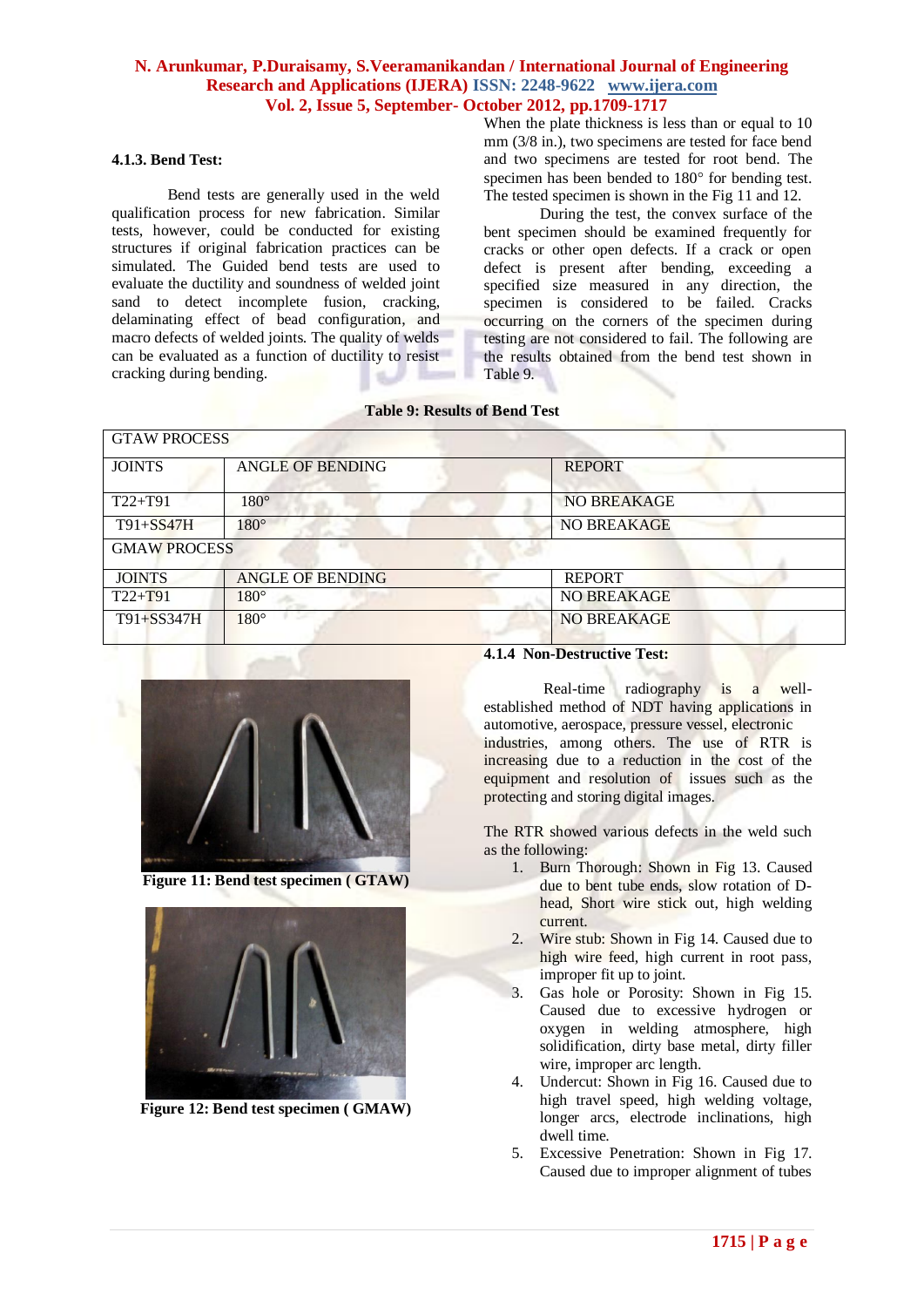#### 4.1.3. Bend Test:

Bend tests are generally used in the weld qualification process for new fabrication. Similar tests, however, could be conducted for existing structures if original fabrication practices can be simulated. The Guided bend tests are used to evaluate the ductility and soundness of welded joint sand to detect incomplete fusion, cracking, delaminating effect of bead configuration, and macro defects of welded joints. The quality of welds can be evaluated as a function of ductility to resist cracking during bending.

When the plate thickness is less than or equal to 10 mm (3/8 in.), two specimens are tested for face bend and two specimens are tested for root bend. The specimen has been bended to 180° for bending test. The tested specimen is shown in the Fig 11 and 12.

During the test, the convex surface of the bent specimen should be examined frequently for cracks or other open defects. If a crack or open defect is present after bending, exceeding a specified size measured in any direction, the specimen is considered to be failed. Cracks occurring on the corners of the specimen during testing are not considered to fail. The following are the results obtained from the bend test shown in Table 9.

**Table 9: Results of Bend Test**

| GTAW PROCESS | | |
|---|---|---|
| JOINTS | ANGLE OF BENDING | REPORT |
| T22+T91 | 180° | NO BREAKAGE |
| T91+SS47H | 180° | NO BREAKAGE |
| **GMAW PROCESS** | | |
| JOINTS | ANGLE OF BENDING | REPORT |
| T22+T91 | 180° | NO BREAKAGE |
| T91+SS347H | 180° | NO BREAKAGE |

**Figure 11: Bend test specimen ( GTAW)**

**Figure 12: Bend test specimen ( GMAW)**

#### 4.1.4 Non-Destructive Test:

Real-time radiography is a well-established method of NDT having applications in automotive, aerospace, pressure vessel, electronic industries, among others. The use of RTR is increasing due to a reduction in the cost of the equipment and resolution of issues such as the protecting and storing digital images.

The RTR showed various defects in the weld such as the following:

1. Burn Thorough: Shown in Fig 13. Caused due to bent tube ends, slow rotation of D-head, Short wire stick out, high welding current.
2. Wire stub: Shown in Fig 14. Caused due to high wire feed, high current in root pass, improper fit up to joint.
3. Gas hole or Porosity: Shown in Fig 15. Caused due to excessive hydrogen or oxygen in welding atmosphere, high solidification, dirty base metal, dirty filler wire, improper arc length.
4. Undercut: Shown in Fig 16. Caused due to high travel speed, high welding voltage, longer arcs, electrode inclinations, high dwell time.
5. Excessive Penetration: Shown in Fig 17. Caused due to improper alignment of tubes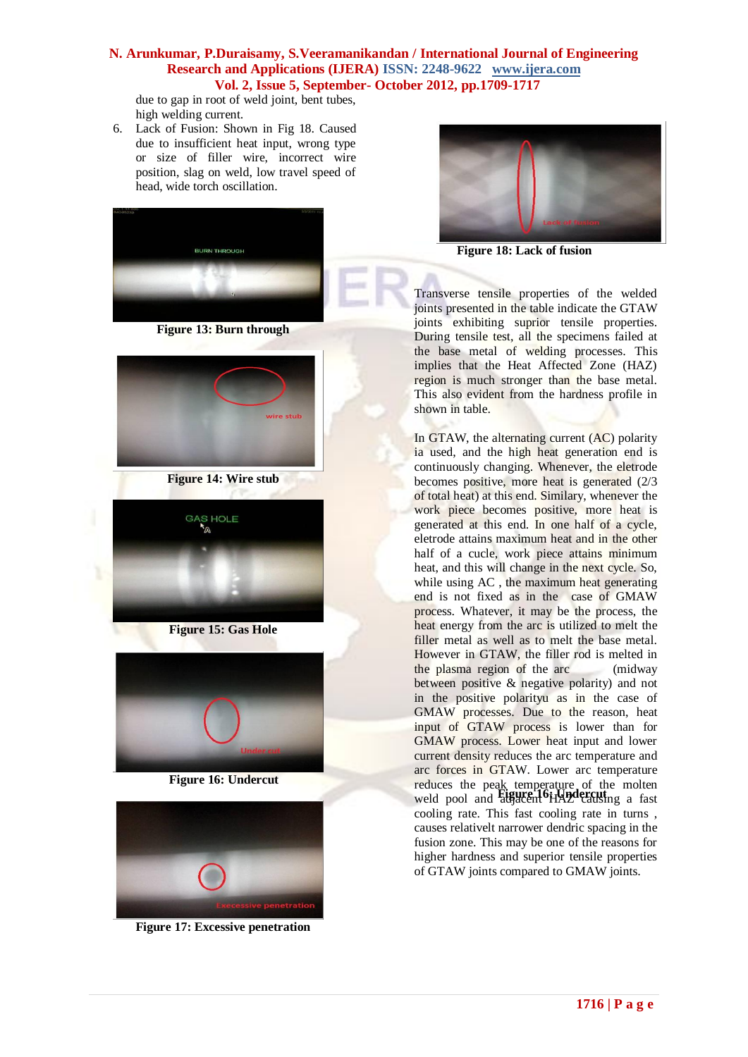due to gap in root of weld joint, bent tubes, high welding current.

6. Lack of Fusion: Shown in Fig 18. Caused due to insufficient heat input, wrong type or size of filler wire, incorrect wire position, slag on weld, low travel speed of head, wide torch oscillation.

Figure 13: Burn through

Figure 14: Wire stub

Figure 15: Gas Hole

Figure 16: Undercut

Figure 17: Excessive penetration

Figure 18: Lack of fusion

Transverse tensile properties of the welded joints presented in the table indicate the GTAW joints exhibiting suprior tensile properties. During tensile test, all the specimens failed at the base metal of welding processes. This implies that the Heat Affected Zone (HAZ) region is much stronger than the base metal. This also evident from the hardness profile in shown in table.

In GTAW, the alternating current (AC) polarity ia used, and the high heat generation end is continuously changing. Whenever, the eletrode becomes positive, more heat is generated (2/3 of total heat) at this end. Similary, whenever the work piece becomes positive, more heat is generated at this end. In one half of a cycle, eletrode attains maximum heat and in the other half of a cucle, work piece attains minimum heat, and this will change in the next cycle. So, while using AC , the maximum heat generating end is not fixed as in the case of GMAW process. Whatever, it may be the process, the heat energy from the arc is utilized to melt the filler metal as well as to melt the base metal. However in GTAW, the filler rod is melted in the plasma region of the arc (midway between positive & negative polarity) and not in the positive polarityu as in the case of GMAW processes. Due to the reason, heat input of GTAW process is lower than for GMAW process. Lower heat input and lower current density reduces the arc temperature and arc forces in GTAW. Lower arc temperature reduces the peak temperature of the molten weld pool and adjacent HAZ causing a fast cooling rate. This fast cooling rate in turns , causes relativelt narrower dendric spacing in the fusion zone. This may be one of the reasons for higher hardness and superior tensile properties of GTAW joints compared to GMAW joints.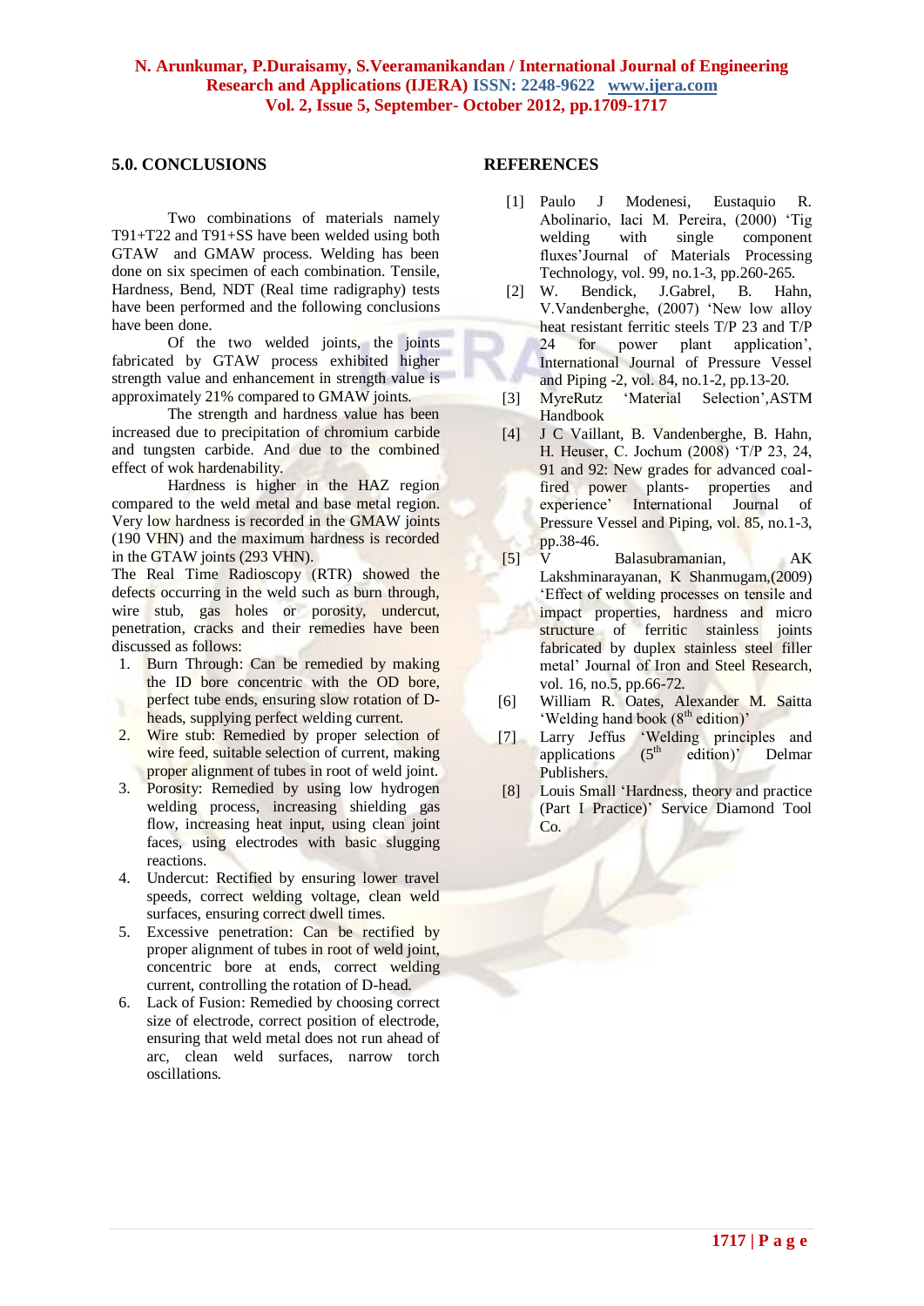## 5.0. CONCLUSIONS

Two combinations of materials namely T91+T22 and T91+SS have been welded using both GTAW and GMAW process. Welding has been done on six specimen of each combination. Tensile, Hardness, Bend, NDT (Real time radigraphy) tests have been performed and the following conclusions have been done.

Of the two welded joints, the joints fabricated by GTAW process exhibited higher strength value and enhancement in strength value is approximately 21% compared to GMAW joints.

The strength and hardness value has been increased due to precipitation of chromium carbide and tungsten carbide. And due to the combined effect of wok hardenability.

Hardness is higher in the HAZ region compared to the weld metal and base metal region. Very low hardness is recorded in the GMAW joints (190 VHN) and the maximum hardness is recorded in the GTAW joints (293 VHN).

The Real Time Radioscopy (RTR) showed the defects occurring in the weld such as burn through, wire stub, gas holes or porosity, undercut, penetration, cracks and their remedies have been discussed as follows:

1. Burn Through: Can be remedied by making the ID bore concentric with the OD bore, perfect tube ends, ensuring slow rotation of D-heads, supplying perfect welding current.
2. Wire stub: Remedied by proper selection of wire feed, suitable selection of current, making proper alignment of tubes in root of weld joint.
3. Porosity: Remedied by using low hydrogen welding process, increasing shielding gas flow, increasing heat input, using clean joint faces, using electrodes with basic slugging reactions.
4. Undercut: Rectified by ensuring lower travel speeds, correct welding voltage, clean weld surfaces, ensuring correct dwell times.
5. Excessive penetration: Can be rectified by proper alignment of tubes in root of weld joint, concentric bore at ends, correct welding current, controlling the rotation of D-head.
6. Lack of Fusion: Remedied by choosing correct size of electrode, correct position of electrode, ensuring that weld metal does not run ahead of arc, clean weld surfaces, narrow torch oscillations.

## REFERENCES

[1] Paulo J Modenesi, Eustaquio R. Abolinario, Iaci M. Pereira, (2000) 'Tig welding with single component fluxes'Journal of Materials Processing Technology, vol. 99, no.1-3, pp.260-265.

[2] W. Bendick, J.Gabrel, B. Hahn, V.Vandenberghe, (2007) 'New low alloy heat resistant ferritic steels T/P 23 and T/P 24 for power plant application', International Journal of Pressure Vessel and Piping -2, vol. 84, no.1-2, pp.13-20.

[3] MyreRutz 'Material Selection',ASTM Handbook

[4] J C Vaillant, B. Vandenberghe, B. Hahn, H. Heuser, C. Jochum (2008) 'T/P 23, 24, 91 and 92: New grades for advanced coal-fired power plants- properties and experience' International Journal of Pressure Vessel and Piping, vol. 85, no.1-3, pp.38-46.

[5] V Balasubramanian, AK Lakshminarayanan, K Shanmugam,(2009) 'Effect of welding processes on tensile and impact properties, hardness and micro structure of ferritic stainless joints fabricated by duplex stainless steel filler metal' Journal of Iron and Steel Research, vol. 16, no.5, pp.66-72.

[6] William R. Oates, Alexander M. Saitta 'Welding hand book ($8^{th}$ edition)'

[7] Larry Jeffus 'Welding principles and applications ($5^{th}$ edition)' Delmar Publishers.

[8] Louis Small 'Hardness, theory and practice (Part I Practice)' Service Diamond Tool Co.